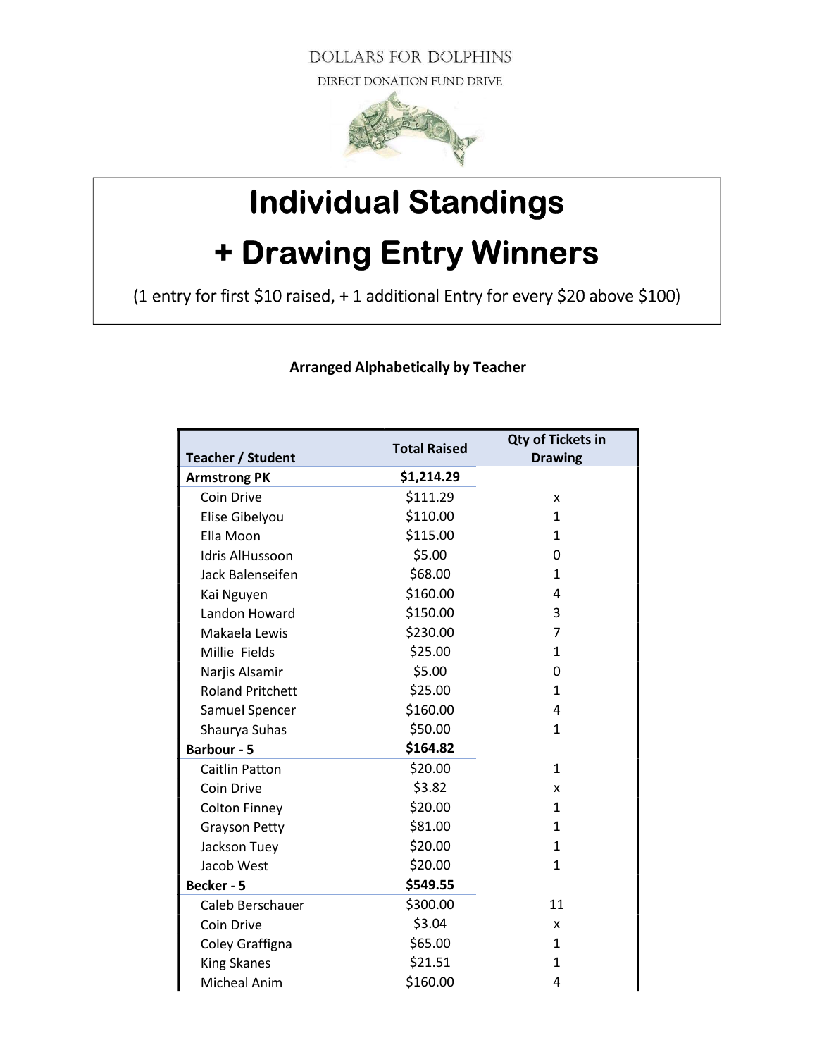DOLLARS FOR DOLPHINS

DIRECT DONATION FUND DRIVE

# Individual Standings
# + Drawing Entry Winners

(1 entry for first $10 raised, + 1 additional Entry for every $20 above $100)

**Arranged Alphabetically by Teacher**

| Teacher / Student | Total Raised | Qty of Tickets in Drawing |
|---|---|---|
| **Armstrong PK** | **$1,214.29** | |
| Coin Drive | $111.29 | x |
| Elise Gibelyou | $110.00 | 1 |
| Ella Moon | $115.00 | 1 |
| Idris AlHussoon | $5.00 | 0 |
| Jack Balenseifen | $68.00 | 1 |
| Kai Nguyen | $160.00 | 4 |
| Landon Howard | $150.00 | 3 |
| Makaela Lewis | $230.00 | 7 |
| Millie Fields | $25.00 | 1 |
| Narjis Alsamir | $5.00 | 0 |
| Roland Pritchett | $25.00 | 1 |
| Samuel Spencer | $160.00 | 4 |
| Shaurya Suhas | $50.00 | 1 |
| **Barbour - 5** | **$164.82** | |
| Caitlin Patton | $20.00 | 1 |
| Coin Drive | $3.82 | x |
| Colton Finney | $20.00 | 1 |
| Grayson Petty | $81.00 | 1 |
| Jackson Tuey | $20.00 | 1 |
| Jacob West | $20.00 | 1 |
| **Becker - 5** | **$549.55** | |
| Caleb Berschauer | $300.00 | 11 |
| Coin Drive | $3.04 | x |
| Coley Graffigna | $65.00 | 1 |
| King Skanes | $21.51 | 1 |
| Micheal Anim | $160.00 | 4 |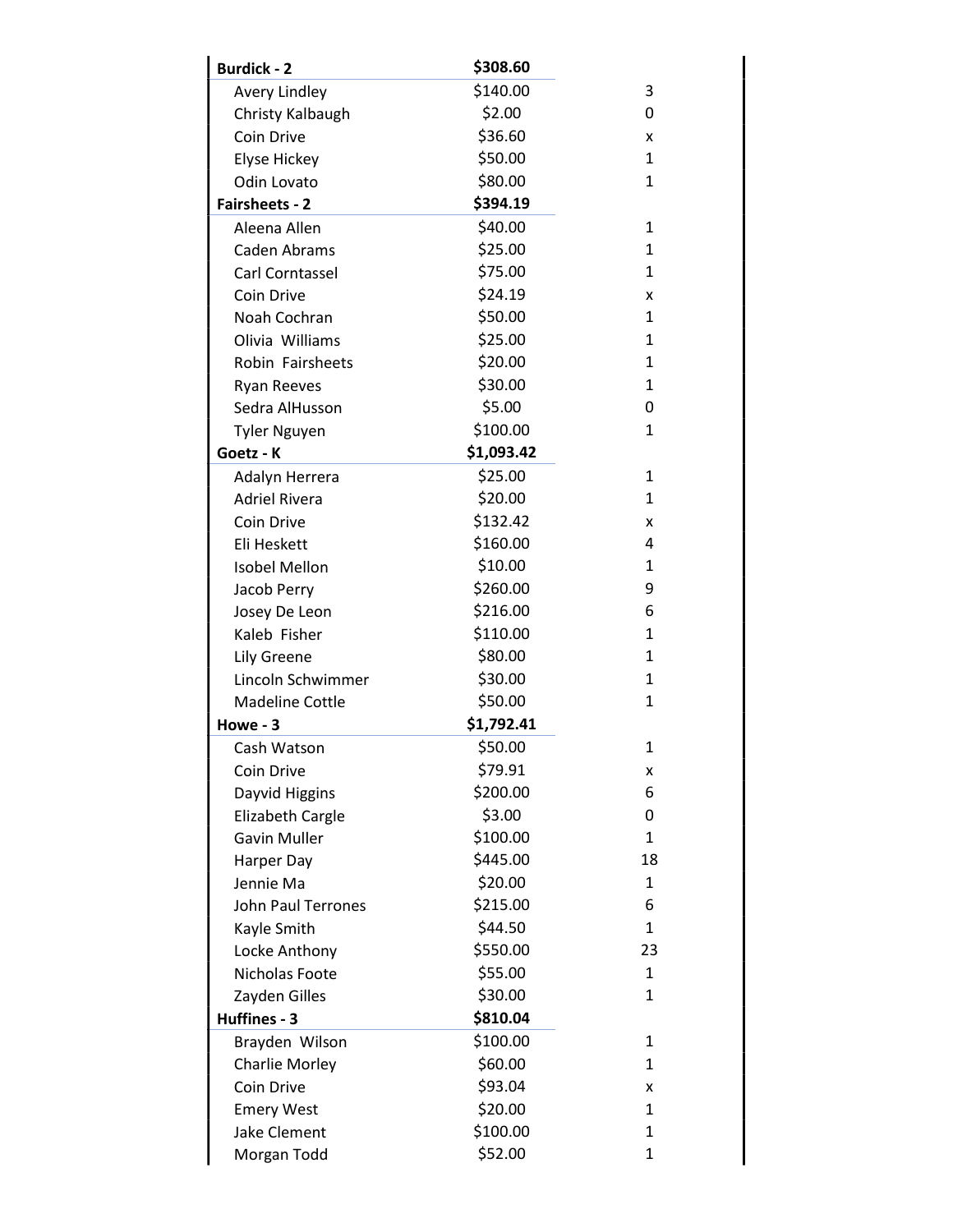| | | |
|---|---|---|
| **Burdick - 2** | **$308.60** | |
| Avery Lindley | $140.00 | 3 |
| Christy Kalbaugh | $2.00 | 0 |
| Coin Drive | $36.60 | x |
| Elyse Hickey | $50.00 | 1 |
| Odin Lovato | $80.00 | 1 |
| **Fairsheets - 2** | **$394.19** | |
| Aleena Allen | $40.00 | 1 |
| Caden Abrams | $25.00 | 1 |
| Carl Corntassel | $75.00 | 1 |
| Coin Drive | $24.19 | x |
| Noah Cochran | $50.00 | 1 |
| Olivia Williams | $25.00 | 1 |
| Robin Fairsheets | $20.00 | 1 |
| Ryan Reeves | $30.00 | 1 |
| Sedra AlHusson | $5.00 | 0 |
| Tyler Nguyen | $100.00 | 1 |
| **Goetz - K** | **$1,093.42** | |
| Adalyn Herrera | $25.00 | 1 |
| Adriel Rivera | $20.00 | 1 |
| Coin Drive | $132.42 | x |
| Eli Heskett | $160.00 | 4 |
| Isobel Mellon | $10.00 | 1 |
| Jacob Perry | $260.00 | 9 |
| Josey De Leon | $216.00 | 6 |
| Kaleb Fisher | $110.00 | 1 |
| Lily Greene | $80.00 | 1 |
| Lincoln Schwimmer | $30.00 | 1 |
| Madeline Cottle | $50.00 | 1 |
| **Howe - 3** | **$1,792.41** | |
| Cash Watson | $50.00 | 1 |
| Coin Drive | $79.91 | x |
| Dayvid Higgins | $200.00 | 6 |
| Elizabeth Cargle | $3.00 | 0 |
| Gavin Muller | $100.00 | 1 |
| Harper Day | $445.00 | 18 |
| Jennie Ma | $20.00 | 1 |
| John Paul Terrones | $215.00 | 6 |
| Kayle Smith | $44.50 | 1 |
| Locke Anthony | $550.00 | 23 |
| Nicholas Foote | $55.00 | 1 |
| Zayden Gilles | $30.00 | 1 |
| **Huffines - 3** | **$810.04** | |
| Brayden Wilson | $100.00 | 1 |
| Charlie Morley | $60.00 | 1 |
| Coin Drive | $93.04 | x |
| Emery West | $20.00 | 1 |
| Jake Clement | $100.00 | 1 |
| Morgan Todd | $52.00 | 1 |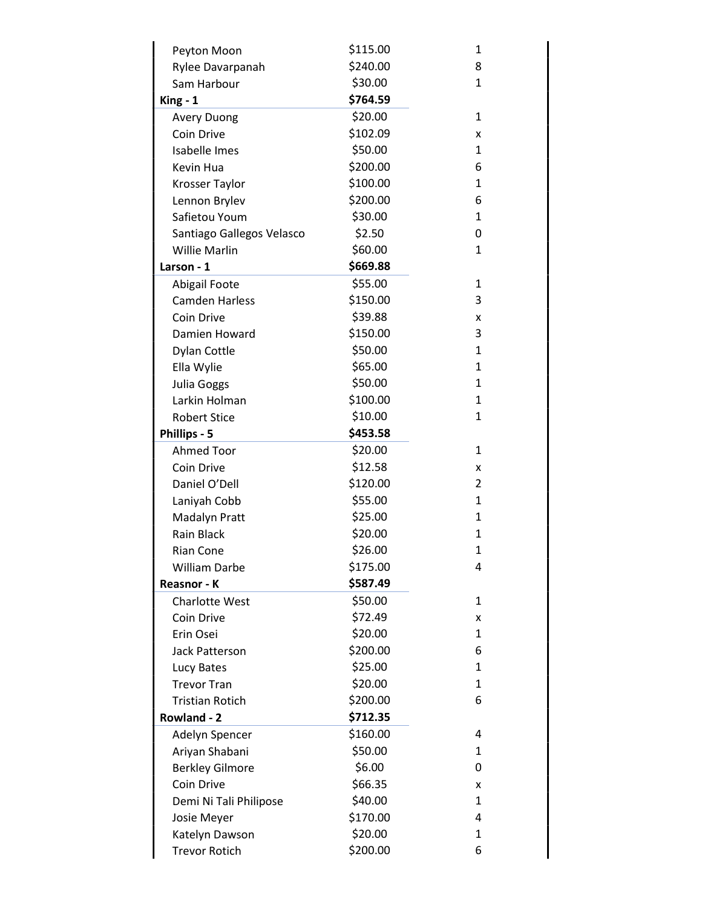| | | |
|---|---|---|
| Peyton Moon | $115.00 | 1 |
| Rylee Davarpanah | $240.00 | 8 |
| Sam Harbour | $30.00 | 1 |
| **King - 1** | **$764.59** | |
| Avery Duong | $20.00 | 1 |
| Coin Drive | $102.09 | x |
| Isabelle Imes | $50.00 | 1 |
| Kevin Hua | $200.00 | 6 |
| Krosser Taylor | $100.00 | 1 |
| Lennon Brylev | $200.00 | 6 |
| Safietou Youm | $30.00 | 1 |
| Santiago Gallegos Velasco | $2.50 | 0 |
| Willie Marlin | $60.00 | 1 |
| **Larson - 1** | **$669.88** | |
| Abigail Foote | $55.00 | 1 |
| Camden Harless | $150.00 | 3 |
| Coin Drive | $39.88 | x |
| Damien Howard | $150.00 | 3 |
| Dylan Cottle | $50.00 | 1 |
| Ella Wylie | $65.00 | 1 |
| Julia Goggs | $50.00 | 1 |
| Larkin Holman | $100.00 | 1 |
| Robert Stice | $10.00 | 1 |
| **Phillips - 5** | **$453.58** | |
| Ahmed Toor | $20.00 | 1 |
| Coin Drive | $12.58 | x |
| Daniel O’Dell | $120.00 | 2 |
| Laniyah Cobb | $55.00 | 1 |
| Madalyn Pratt | $25.00 | 1 |
| Rain Black | $20.00 | 1 |
| Rian Cone | $26.00 | 1 |
| William Darbe | $175.00 | 4 |
| **Reasnor - K** | **$587.49** | |
| Charlotte West | $50.00 | 1 |
| Coin Drive | $72.49 | x |
| Erin Osei | $20.00 | 1 |
| Jack Patterson | $200.00 | 6 |
| Lucy Bates | $25.00 | 1 |
| Trevor Tran | $20.00 | 1 |
| Tristian Rotich | $200.00 | 6 |
| **Rowland - 2** | **$712.35** | |
| Adelyn Spencer | $160.00 | 4 |
| Ariyan Shabani | $50.00 | 1 |
| Berkley Gilmore | $6.00 | 0 |
| Coin Drive | $66.35 | x |
| Demi Ni Tali Philipose | $40.00 | 1 |
| Josie Meyer | $170.00 | 4 |
| Katelyn Dawson | $20.00 | 1 |
| Trevor Rotich | $200.00 | 6 |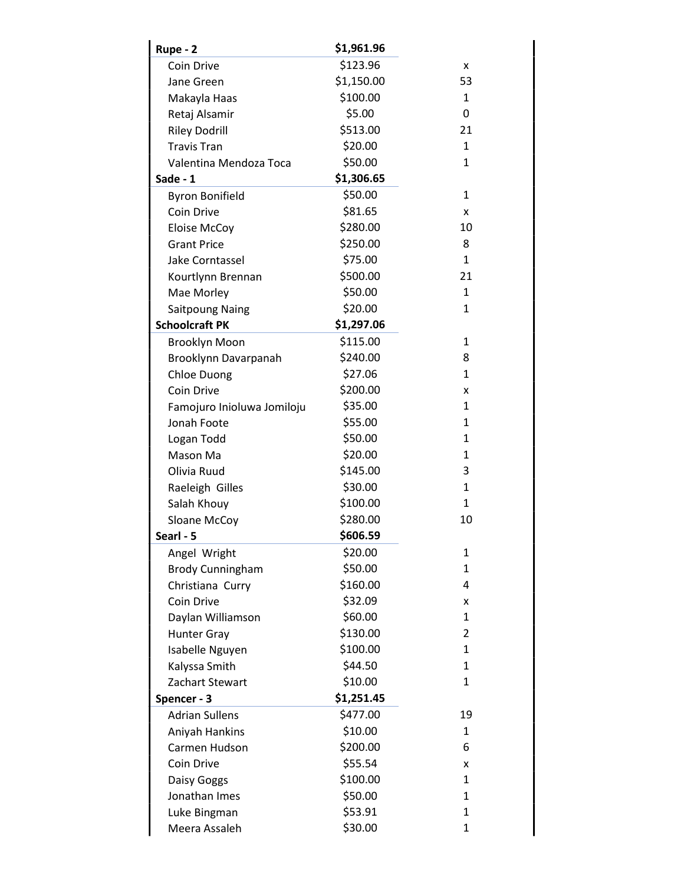| | | |
|---|---|---|
| **Rupe - 2** | **$1,961.96** | |
| Coin Drive | $123.96 | x |
| Jane Green | $1,150.00 | 53 |
| Makayla Haas | $100.00 | 1 |
| Retaj Alsamir | $5.00 | 0 |
| Riley Dodrill | $513.00 | 21 |
| Travis Tran | $20.00 | 1 |
| Valentina Mendoza Toca | $50.00 | 1 |
| **Sade - 1** | **$1,306.65** | |
| Byron Bonifield | $50.00 | 1 |
| Coin Drive | $81.65 | x |
| Eloise McCoy | $280.00 | 10 |
| Grant Price | $250.00 | 8 |
| Jake Corntassel | $75.00 | 1 |
| Kourtlynn Brennan | $500.00 | 21 |
| Mae Morley | $50.00 | 1 |
| Saitpoung Naing | $20.00 | 1 |
| **Schoolcraft PK** | **$1,297.06** | |
| Brooklyn Moon | $115.00 | 1 |
| Brooklynn Davarpanah | $240.00 | 8 |
| Chloe Duong | $27.06 | 1 |
| Coin Drive | $200.00 | x |
| Famojuro Inioluwa Jomiloju | $35.00 | 1 |
| Jonah Foote | $55.00 | 1 |
| Logan Todd | $50.00 | 1 |
| Mason Ma | $20.00 | 1 |
| Olivia Ruud | $145.00 | 3 |
| Raeleigh Gilles | $30.00 | 1 |
| Salah Khouy | $100.00 | 1 |
| Sloane McCoy | $280.00 | 10 |
| **Searl - 5** | **$606.59** | |
| Angel Wright | $20.00 | 1 |
| Brody Cunningham | $50.00 | 1 |
| Christiana Curry | $160.00 | 4 |
| Coin Drive | $32.09 | x |
| Daylan Williamson | $60.00 | 1 |
| Hunter Gray | $130.00 | 2 |
| Isabelle Nguyen | $100.00 | 1 |
| Kalyssa Smith | $44.50 | 1 |
| Zachart Stewart | $10.00 | 1 |
| **Spencer - 3** | **$1,251.45** | |
| Adrian Sullens | $477.00 | 19 |
| Aniyah Hankins | $10.00 | 1 |
| Carmen Hudson | $200.00 | 6 |
| Coin Drive | $55.54 | x |
| Daisy Goggs | $100.00 | 1 |
| Jonathan Imes | $50.00 | 1 |
| Luke Bingman | $53.91 | 1 |
| Meera Assaleh | $30.00 | 1 |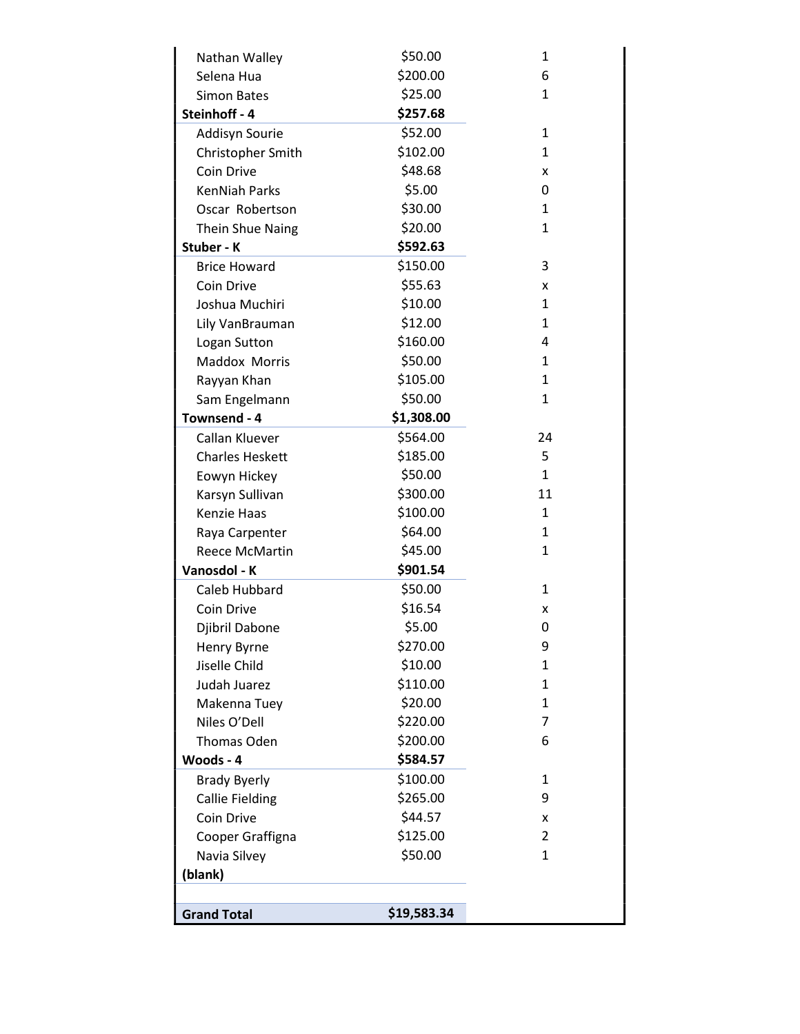| | | |
|---|---|---|
| Nathan Walley | $50.00 | 1 |
| Selena Hua | $200.00 | 6 |
| Simon Bates | $25.00 | 1 |
| **Steinhoff - 4** | **$257.68** | |
| Addisyn Sourie | $52.00 | 1 |
| Christopher Smith | $102.00 | 1 |
| Coin Drive | $48.68 | x |
| KenNiah Parks | $5.00 | 0 |
| Oscar Robertson | $30.00 | 1 |
| Thein Shue Naing | $20.00 | 1 |
| **Stuber - K** | **$592.63** | |
| Brice Howard | $150.00 | 3 |
| Coin Drive | $55.63 | x |
| Joshua Muchiri | $10.00 | 1 |
| Lily VanBrauman | $12.00 | 1 |
| Logan Sutton | $160.00 | 4 |
| Maddox Morris | $50.00 | 1 |
| Rayyan Khan | $105.00 | 1 |
| Sam Engelmann | $50.00 | 1 |
| **Townsend - 4** | **$1,308.00** | |
| Callan Kluever | $564.00 | 24 |
| Charles Heskett | $185.00 | 5 |
| Eowyn Hickey | $50.00 | 1 |
| Karsyn Sullivan | $300.00 | 11 |
| Kenzie Haas | $100.00 | 1 |
| Raya Carpenter | $64.00 | 1 |
| Reece McMartin | $45.00 | 1 |
| **Vanosdol - K** | **$901.54** | |
| Caleb Hubbard | $50.00 | 1 |
| Coin Drive | $16.54 | x |
| Djibril Dabone | $5.00 | 0 |
| Henry Byrne | $270.00 | 9 |
| Jiselle Child | $10.00 | 1 |
| Judah Juarez | $110.00 | 1 |
| Makenna Tuey | $20.00 | 1 |
| Niles O'Dell | $220.00 | 7 |
| Thomas Oden | $200.00 | 6 |
| **Woods - 4** | **$584.57** | |
| Brady Byerly | $100.00 | 1 |
| Callie Fielding | $265.00 | 9 |
| Coin Drive | $44.57 | x |
| Cooper Graffigna | $125.00 | 2 |
| Navia Silvey | $50.00 | 1 |
| **(blank)** | | |
| | | |
| **Grand Total** | **$19,583.34** | |